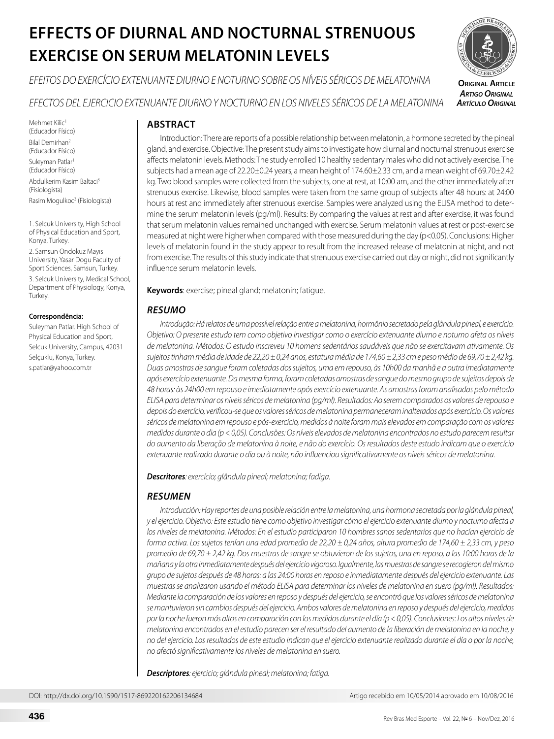# EFFECTS OF DIURNAL AND NOCTURNAL STRENUOUS EXERCISE ON SERUM MELATONIN LEVELS

*EFEITOS DO EXERCÍCIO EXTENUANTE DIURNO E NOTURNO SOBRE OS NÍVEIS SÉRICOS DE MELATONINA*

*EFECTOS DEL EJERCICIO EXTENUANTE DIURNO Y NOCTURNO EN LOS NIVELES SÉRICOS DE LA MELATONINA*

**Original Article**
***Artigo Original***
***Artículo Original***

Mehmet Kilic[1] (Educador Físico)
Bilal Demirhan[2] (Educador Físico)
Suleyman Patlar[1] (Educador Físico)
Abdulkerim Kasim Baltaci[3] (Fisiologista)
Rasim Mogulkoc[3] (Fisiologista)

1. Selcuk University, High School of Physical Education and Sport, Konya, Turkey.
2. Samsun Ondokuz Mayıs University, Yasar Dogu Faculty of Sport Sciences, Samsun, Turkey.
3. Selcuk University, Medical School, Department of Physiology, Konya, Turkey.

**Correspondência:**
Suleyman Patlar. High School of Physical Education and Sport, Selcuk University, Campus, 42031 Selçuklu, Konya, Turkey.
s.patlar@yahoo.com.tr

## ABSTRACT

Introduction: There are reports of a possible relationship between melatonin, a hormone secreted by the pineal gland, and exercise. Objective: The present study aims to investigate how diurnal and nocturnal strenuous exercise affects melatonin levels. Methods: The study enrolled 10 healthy sedentary males who did not actively exercise. The subjects had a mean age of 22.20±0.24 years, a mean height of 174.60±2.33 cm, and a mean weight of 69.70±2.42 kg. Two blood samples were collected from the subjects, one at rest, at 10:00 am, and the other immediately after strenuous exercise. Likewise, blood samples were taken from the same group of subjects after 48 hours: at 24:00 hours at rest and immediately after strenuous exercise. Samples were analyzed using the ELISA method to determine the serum melatonin levels (pg/ml). Results: By comparing the values at rest and after exercise, it was found that serum melatonin values remained unchanged with exercise. Serum melatonin values at rest or post-exercise measured at night were higher when compared with those measured during the day ($p<0.05$). Conclusions: Higher levels of melatonin found in the study appear to result from the increased release of melatonin at night, and not from exercise. The results of this study indicate that strenuous exercise carried out day or night, did not significantly influence serum melatonin levels.

**Keywords**: exercise; pineal gland; melatonin; fatigue.

## *RESUMO*

*Introdução: Há relatos de uma possível relação entre a melatonina, hormônio secretado pela glândula pineal, e exercício. Objetivo: O presente estudo tem como objetivo investigar como o exercício extenuante diurno e noturno afeta os níveis de melatonina. Métodos: O estudo inscreveu 10 homens sedentários saudáveis que não se exercitavam ativamente. Os sujeitos tinham média de idade de 22,20 ± 0,24 anos, estatura média de 174,60 ± 2,33 cm e peso médio de 69,70 ± 2,42 kg. Duas amostras de sangue foram coletadas dos sujeitos, uma em repouso, às 10h00 da manhã e a outra imediatamente após exercício extenuante. Da mesma forma, foram coletadas amostras de sangue do mesmo grupo de sujeitos depois de 48 horas: às 24h00 em repouso e imediatamente após exercício extenuante. As amostras foram analisadas pelo método ELISA para determinar os níveis séricos de melatonina (pg/ml). Resultados: Ao serem comparados os valores de repouso e depois do exercício, verificou-se que os valores séricos de melatonina permaneceram inalterados após exercício. Os valores séricos de melatonina em repouso e pós-exercício, medidos à noite foram mais elevados em comparação com os valores medidos durante o dia ($p < 0,05$). Conclusões: Os níveis elevados de melatonina encontrados no estudo parecem resultar do aumento da liberação de melatonina à noite, e não do exercício. Os resultados deste estudo indicam que o exercício extenuante realizado durante o dia ou à noite, não influenciou significativamente os níveis séricos de melatonina.*

***Descritores****: exercício; glândula pineal; melatonina; fadiga.*

## *RESUMEN*

*Introducción: Hay reportes de una posible relación entre la melatonina, una hormona secretada por la glándula pineal, y el ejercicio. Objetivo: Este estudio tiene como objetivo investigar cómo el ejercicio extenuante diurno y nocturno afecta a los niveles de melatonina. Métodos: En el estudio participaron 10 hombres sanos sedentarios que no hacían ejercicio de forma activa. Los sujetos tenían una edad promedio de 22,20 ± 0,24 años, altura promedio de 174,60 ± 2,33 cm, y peso promedio de 69,70 ± 2,42 kg. Dos muestras de sangre se obtuvieron de los sujetos, una en reposo, a las 10:00 horas de la mañana y la otra inmediatamente después del ejercicio vigoroso. Igualmente, las muestras de sangre se recogieron del mismo grupo de sujetos después de 48 horas: a las 24:00 horas en reposo e inmediatamente después del ejercicio extenuante. Las muestras se analizaron usando el método ELISA para determinar los niveles de melatonina en suero (pg/ml). Resultados: Mediante la comparación de los valores en reposo y después del ejercicio, se encontró que los valores séricos de melatonina se mantuvieron sin cambios después del ejercicio. Ambos valores de melatonina en reposo y después del ejercicio, medidos por la noche fueron más altos en comparación con los medidos durante el día ($p < 0,05$). Conclusiones: Los altos niveles de melatonina encontrados en el estudio parecen ser el resultado del aumento de la liberación de melatonina en la noche, y no del ejercicio. Los resultados de este estudio indican que el ejercicio extenuante realizado durante el día o por la noche, no afectó significativamente los niveles de melatonina en suero.*

***Descriptores****: ejercicio; glándula pineal; melatonina; fatiga.*

DOI: http://dx.doi.org/10.1590/1517-869220162206134684

Artigo recebido em 10/05/2014 aprovado em 10/08/2016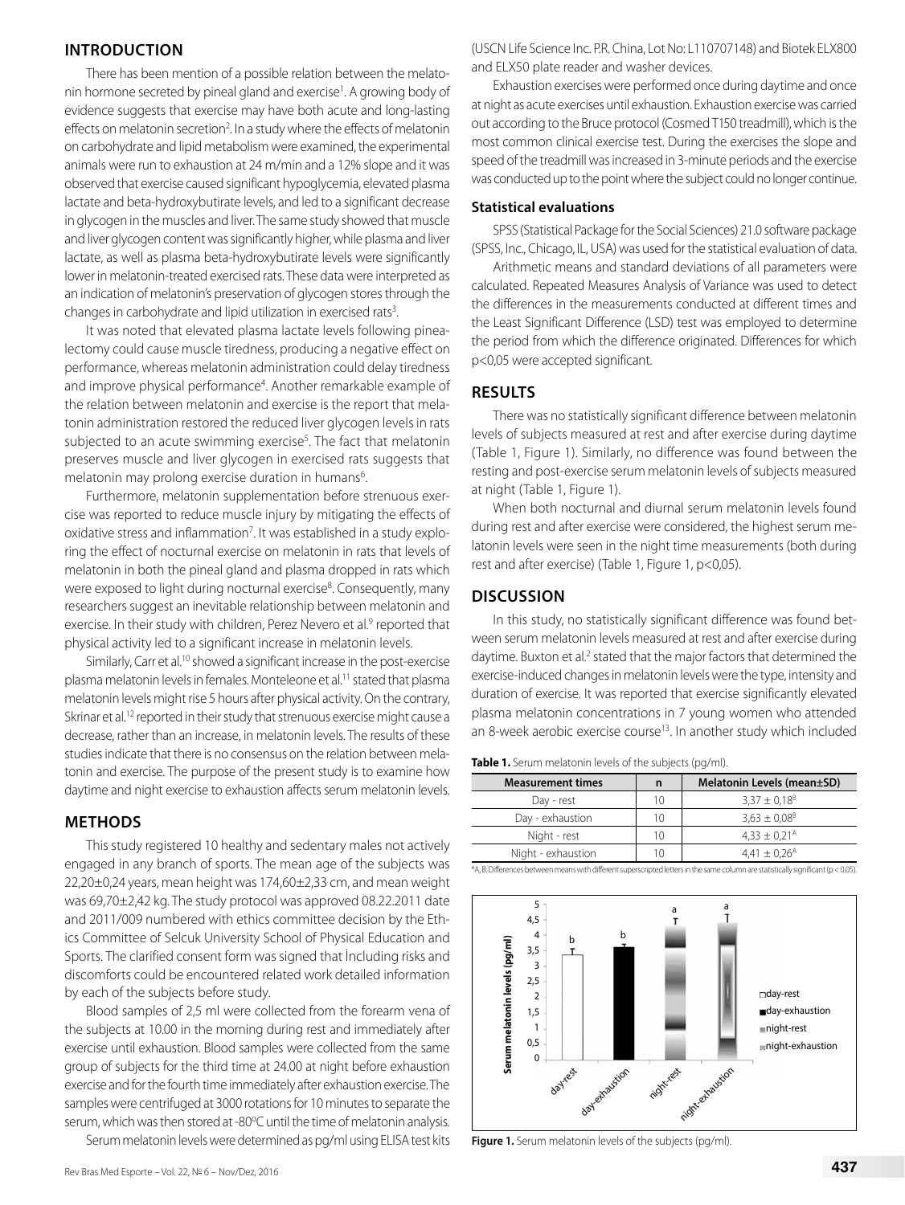## INTRODUCTION

There has been mention of a possible relation between the melatonin hormone secreted by pineal gland and exercise[1]. A growing body of evidence suggests that exercise may have both acute and long-lasting effects on melatonin secretion[2]. In a study where the effects of melatonin on carbohydrate and lipid metabolism were examined, the experimental animals were run to exhaustion at 24 m/min and a 12% slope and it was observed that exercise caused significant hypoglycemia, elevated plasma lactate and beta-hydroxybutirate levels, and led to a significant decrease in glycogen in the muscles and liver. The same study showed that muscle and liver glycogen content was significantly higher, while plasma and liver lactate, as well as plasma beta-hydroxybutirate levels were significantly lower in melatonin-treated exercised rats. These data were interpreted as an indication of melatonin's preservation of glycogen stores through the changes in carbohydrate and lipid utilization in exercised rats[3].

It was noted that elevated plasma lactate levels following pinealectomy could cause muscle tiredness, producing a negative effect on performance, whereas melatonin administration could delay tiredness and improve physical performance[4]. Another remarkable example of the relation between melatonin and exercise is the report that melatonin administration restored the reduced liver glycogen levels in rats subjected to an acute swimming exercise[5]. The fact that melatonin preserves muscle and liver glycogen in exercised rats suggests that melatonin may prolong exercise duration in humans[6].

Furthermore, melatonin supplementation before strenuous exercise was reported to reduce muscle injury by mitigating the effects of oxidative stress and inflammation[7]. It was established in a study exploring the effect of nocturnal exercise on melatonin in rats that levels of melatonin in both the pineal gland and plasma dropped in rats which were exposed to light during nocturnal exercise[8]. Consequently, many researchers suggest an inevitable relationship between melatonin and exercise. In their study with children, Perez Nevero et al.[9] reported that physical activity led to a significant increase in melatonin levels.

Similarly, Carr et al.[10] showed a significant increase in the post-exercise plasma melatonin levels in females. Monteleone et al.[11] stated that plasma melatonin levels might rise 5 hours after physical activity. On the contrary, Skrinar et al.[12] reported in their study that strenuous exercise might cause a decrease, rather than an increase, in melatonin levels. The results of these studies indicate that there is no consensus on the relation between melatonin and exercise. The purpose of the present study is to examine how daytime and night exercise to exhaustion affects serum melatonin levels.

## METHODS

This study registered 10 healthy and sedentary males not actively engaged in any branch of sports. The mean age of the subjects was 22,20±0,24 years, mean height was 174,60±2,33 cm, and mean weight was 69,70±2,42 kg. The study protocol was approved 08.22.2011 date and 2011/009 numbered with ethics committee decision by the Ethics Committee of Selcuk University School of Physical Education and Sports. The clarified consent form was signed that İncluding risks and discomforts could be encountered related work detailed information by each of the subjects before study.

Blood samples of 2,5 ml were collected from the forearm vena of the subjects at 10.00 in the morning during rest and immediately after exercise until exhaustion. Blood samples were collected from the same group of subjects for the third time at 24.00 at night before exhaustion exercise and for the fourth time immediately after exhaustion exercise. The samples were centrifuged at 3000 rotations for 10 minutes to separate the serum, which was then stored at -80ºC until the time of melatonin analysis.

Serum melatonin levels were determined as pg/ml using ELISA test kits (USCN Life Science Inc. P.R. China, Lot No: L110707148) and Biotek ELX800 and ELX50 plate reader and washer devices.

Exhaustion exercises were performed once during daytime and once at night as acute exercises until exhaustion. Exhaustion exercise was carried out according to the Bruce protocol (Cosmed T150 treadmill), which is the most common clinical exercise test. During the exercises the slope and speed of the treadmill was increased in 3-minute periods and the exercise was conducted up to the point where the subject could no longer continue.

### Statistical evaluations

SPSS (Statistical Package for the Social Sciences) 21.0 software package (SPSS, Inc., Chicago, IL, USA) was used for the statistical evaluation of data.

Arithmetic means and standard deviations of all parameters were calculated. Repeated Measures Analysis of Variance was used to detect the differences in the measurements conducted at different times and the Least Significant Difference (LSD) test was employed to determine the period from which the difference originated. Differences for which $p<0{,}05$ were accepted significant.

## RESULTS

There was no statistically significant difference between melatonin levels of subjects measured at rest and after exercise during daytime (Table 1, Figure 1). Similarly, no difference was found between the resting and post-exercise serum melatonin levels of subjects measured at night (Table 1, Figure 1).

When both nocturnal and diurnal serum melatonin levels found during rest and after exercise were considered, the highest serum melatonin levels were seen in the night time measurements (both during rest and after exercise) (Table 1, Figure 1, $p<0{,}05$).

## DISCUSSION

In this study, no statistically significant difference was found between serum melatonin levels measured at rest and after exercise during daytime. Buxton et al.[2] stated that the major factors that determined the exercise-induced changes in melatonin levels were the type, intensity and duration of exercise. It was reported that exercise significantly elevated plasma melatonin concentrations in 7 young women who attended an 8-week aerobic exercise course[13]. In another study which included

**Table 1.** Serum melatonin levels of the subjects (pg/ml).

| Measurement times | n | Melatonin Levels (mean±SD) |
|---|---|---|
| Day - rest | 10 | $3{,}37 \pm 0{,}18^{B}$ |
| Day - exhaustion | 10 | $3{,}63 \pm 0{,}08^{B}$ |
| Night - rest | 10 | $4{,}33 \pm 0{,}21^{A}$ |
| Night - exhaustion | 10 | $4{,}41 \pm 0{,}26^{A}$ |

*A, B: Differences between means with different superscripted letters in the same column are statistically significant ($p < 0.05$).

**Figure 1.** Serum melatonin levels of the subjects (pg/ml).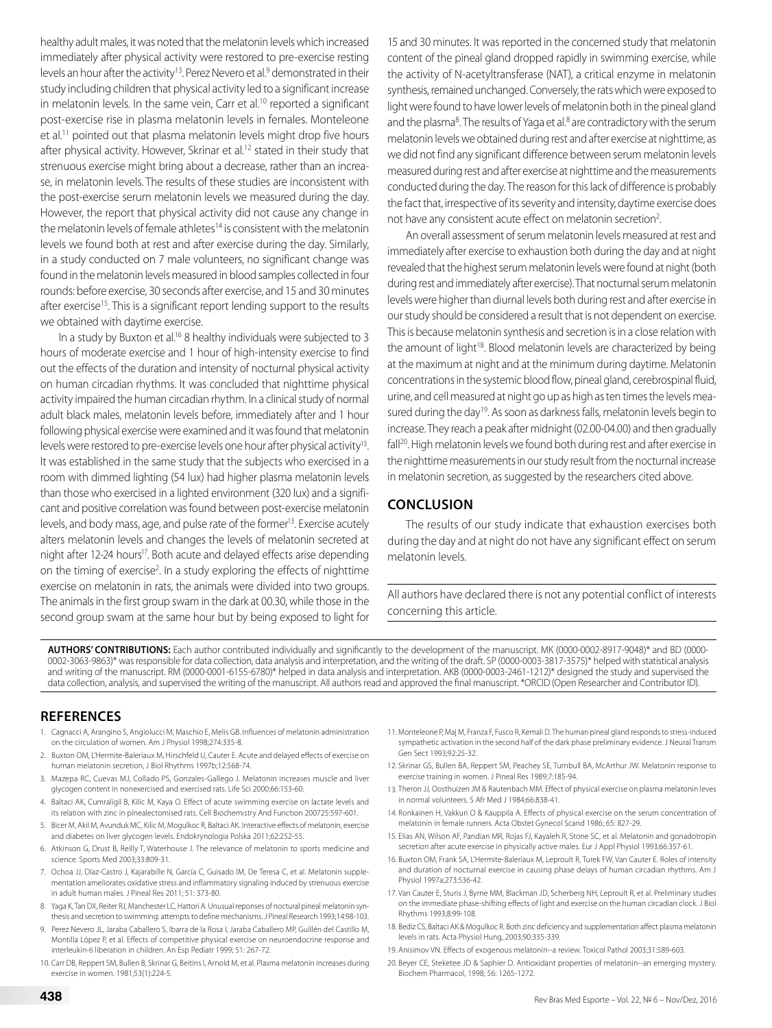healthy adult males, it was noted that the melatonin levels which increased immediately after physical activity were restored to pre-exercise resting levels an hour after the activity[13]. Perez Nevero et al.[9] demonstrated in their study including children that physical activity led to a significant increase in melatonin levels. In the same vein, Carr et al.[10] reported a significant post-exercise rise in plasma melatonin levels in females. Monteleone et al.[11] pointed out that plasma melatonin levels might drop five hours after physical activity. However, Skrinar et al.[12] stated in their study that strenuous exercise might bring about a decrease, rather than an increase, in melatonin levels. The results of these studies are inconsistent with the post-exercise serum melatonin levels we measured during the day. However, the report that physical activity did not cause any change in the melatonin levels of female athletes[14] is consistent with the melatonin levels we found both at rest and after exercise during the day. Similarly, in a study conducted on 7 male volunteers, no significant change was found in the melatonin levels measured in blood samples collected in four rounds: before exercise, 30 seconds after exercise, and 15 and 30 minutes after exercise[15]. This is a significant report lending support to the results we obtained with daytime exercise.

In a study by Buxton et al.[16] 8 healthy individuals were subjected to 3 hours of moderate exercise and 1 hour of high-intensity exercise to find out the effects of the duration and intensity of nocturnal physical activity on human circadian rhythms. It was concluded that nighttime physical activity impaired the human circadian rhythm. In a clinical study of normal adult black males, melatonin levels before, immediately after and 1 hour following physical exercise were examined and it was found that melatonin levels were restored to pre-exercise levels one hour after physical activity[13]. It was established in the same study that the subjects who exercised in a room with dimmed lighting (54 lux) had higher plasma melatonin levels than those who exercised in a lighted environment (320 lux) and a significant and positive correlation was found between post-exercise melatonin levels, and body mass, age, and pulse rate of the former[13]. Exercise acutely alters melatonin levels and changes the levels of melatonin secreted at night after 12-24 hours[17]. Both acute and delayed effects arise depending on the timing of exercise[2]. In a study exploring the effects of nighttime exercise on melatonin in rats, the animals were divided into two groups. The animals in the first group swam in the dark at 00.30, while those in the second group swam at the same hour but by being exposed to light for 15 and 30 minutes. It was reported in the concerned study that melatonin content of the pineal gland dropped rapidly in swimming exercise, while the activity of N-acetyltransferase (NAT), a critical enzyme in melatonin synthesis, remained unchanged. Conversely, the rats which were exposed to light were found to have lower levels of melatonin both in the pineal gland and the plasma[8]. The results of Yaga et al.[8] are contradictory with the serum melatonin levels we obtained during rest and after exercise at nighttime, as we did not find any significant difference between serum melatonin levels measured during rest and after exercise at nighttime and the measurements conducted during the day. The reason for this lack of difference is probably the fact that, irrespective of its severity and intensity, daytime exercise does not have any consistent acute effect on melatonin secretion[2].

An overall assessment of serum melatonin levels measured at rest and immediately after exercise to exhaustion both during the day and at night revealed that the highest serum melatonin levels were found at night (both during rest and immediately after exercise). That nocturnal serum melatonin levels were higher than diurnal levels both during rest and after exercise in our study should be considered a result that is not dependent on exercise. This is because melatonin synthesis and secretion is in a close relation with the amount of light[18]. Blood melatonin levels are characterized by being at the maximum at night and at the minimum during daytime. Melatonin concentrations in the systemic blood flow, pineal gland, cerebrospinal fluid, urine, and cell measured at night go up as high as ten times the levels measured during the day[19]. As soon as darkness falls, melatonin levels begin to increase. They reach a peak after midnight (02.00-04.00) and then gradually fall[20]. High melatonin levels we found both during rest and after exercise in the nighttime measurements in our study result from the nocturnal increase in melatonin secretion, as suggested by the researchers cited above.

## CONCLUSION

The results of our study indicate that exhaustion exercises both during the day and at night do not have any significant effect on serum melatonin levels.

All authors have declared there is not any potential conflict of interests concerning this article.

**AUTHORS' CONTRIBUTIONS:** Each author contributed individually and significantly to the development of the manuscript. MK (0000-0002-8917-9048)* and BD (0000-0002-3063-9863)* was responsible for data collection, data analysis and interpretation, and the writing of the draft. SP (0000-0003-3817-3575)* helped with statistical analysis and writing of the manuscript. RM (0000-0001-6155-6780)* helped in data analysis and interpretation. AKB (0000-0003-2461-1212)* designed the study and supervised the data collection, analysis, and supervised the writing of the manuscript. All authors read and approved the final manuscript. *ORCID (Open Researcher and Contributor ID).

## REFERENCES

1. Cagnacci A, Arangino S, Angiolucci M, Maschio E, Melis GB. Influences of melatonin administration on the circulation of women. Am J Physiol 1998;274:335-8.
2. Buxton OM, L'Hermite-Baleriaux M, Hirschfeld U, Cauter E. Acute and delayed effects of exercise on human melatonin secretion, J Biol Rhythms 1997b;12:568-74.
3. Mazepa RC, Cuevas MJ, Collado PS, Gonzales-Gallego J. Melatonin increases muscle and liver glycogen content in nonexercised and exercised rats. Life Sci 2000;66:153-60.
4. Baltaci AK, Cumraligil B, Kilic M, Kaya O. Effect of acute swimming exercise on lactate levels and its relation with zinc in pinealectomised rats. Cell Bıochemıstry And Functıon 200725:597-601.
5. Bicer M, Akil M, Avunduk MC, Kilic M, Mogulkoc R, Baltaci AK. Interactive effects of melatonin, exercise and diabetes on liver glycogen levels. Endokrynologia Polska 2011;62:252-55.
6. Atkinson G, Drust B, Reilly T, Waterhouse J. The relevance of melatonin to sports medicine and science. Sports Med 2003;33:809-31.
7. Ochoa JJ, Díaz-Castro J, Kajarabille N, García C, Guisado IM, De Teresa C, et al. Melatonin supplementation ameliorates oxidative stress and inflammatory signaling induced by strenuous exercise in adult human males. J Pineal Res 2011; 51: 373-80.
8. Yaga K, Tan DX, Reiter RJ, Manchester LC, Hattori A. Unusual reponses of noctural pineal melatonin synthesis and secretion to swimming: attempts to define mechanisms. J Pineal Research 1993;14:98-103.
9. Perez Nevero JL, Jaraba Caballero S, Ibarra de la Rosa I, Jaraba Caballero MP, Guillén del Castillo M, Montilla López P, et al. Effects of competitive physical exercise on neuroendocrine response and interleukin-6 liberation in children. An Esp Pediatr 1999; 51: 267-72.
10. Carr DB, Reppert SM, Bullen B, Skrinar G, Beitins I, Arnold M, et al. Plasma melatonin increases during exercise in women. 1981;53(1):224-5.
11. Monteleone P, Maj M, Franza F, Fusco R, Kemali D. The human pineal gland responds to stress-induced sympathetic activation in the second half of the dark phase preliminary evidence. J Neural Transm Gen Sect 1993;92:25-32.
12. Skrinar GS, Bullen BA, Reppert SM, Peachey SE, Turnbull BA, McArthur JW. Melatonin response to exercise training in women. J Pineal Res 1989;7:185-94.
13. Theron JJ, Oosthuizen JM & Rautenbach MM. Effect of physical exercise on plasma melatonin leves in normal volunteers. S Afr Med J 1984;66:838-41.
14. Ronkainen H, Vakkuri O & Kauppila A. Effects of physical exercise on the serum concentration of melatonin in female runners. Acta Obstet Gynecol Scand 1986; 65: 827-29.
15. Elias AN, Wilson AF, Pandian MR, Rojas FJ, Kayaleh R, Stone SC, et al. Melatonin and gonadotropin secretion after acute exercise in physically active males. Eur J Appl Physiol 1993;66:357-61.
16. Buxton OM, Frank SA, L'Hermite-Baleriaux M, Leproult R, Turek FW, Van Cauter E. Roles of intensity and duration of nocturnal exercise in causing phase delays of human circadian rhythms. Am J Physiol 1997a;273:536-42.
17. Van Cauter E, Sturis J, Byrne MM, Blackman JD, Scherberg NH, Leproult R, et al. Preliminary studies on the immediate phase-shifting effects of light and exercise on the human circadian clock. J Biol Rhythms 1993;8:99-108.
18. Bediz CS, Baltaci AK & Mogulkoc R. Both zinc deficiency and supplementation affect plasma melatonin levels in rats. Acta Physiol Hung, 2003;90:335-339.
19. Anisimov VN. Effects of exogenous melatonin--a review. Toxicol Pathol 2003;31:589-603.
20. Beyer CE, Steketee JD & Saphier D. Antioxidant properties of melatonin--an emerging mystery. Biochem Pharmacol, 1998; 56: 1265-1272.